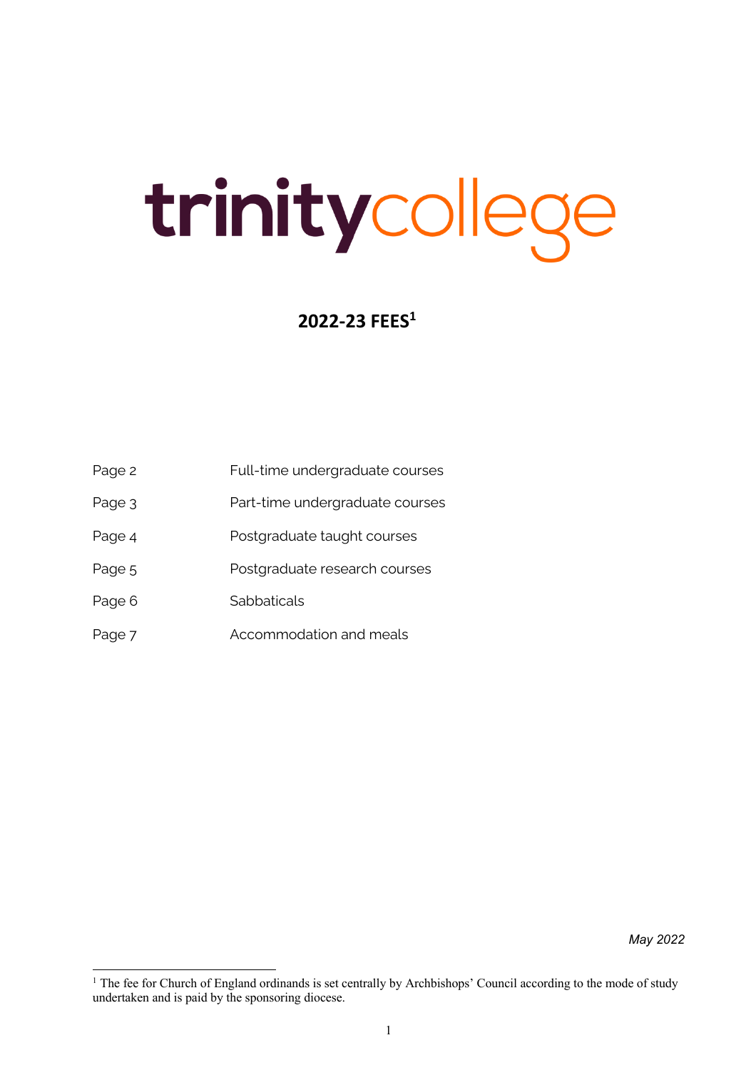# trinitycollege

## 2022-23 FEES[1]

| | |
|---|---|
| Page 2 | Full-time undergraduate courses |
| Page 3 | Part-time undergraduate courses |
| Page 4 | Postgraduate taught courses |
| Page 5 | Postgraduate research courses |
| Page 6 | Sabbaticals |
| Page 7 | Accommodation and meals |

*May 2022*

[1] The fee for Church of England ordinands is set centrally by Archbishops' Council according to the mode of study undertaken and is paid by the sponsoring diocese.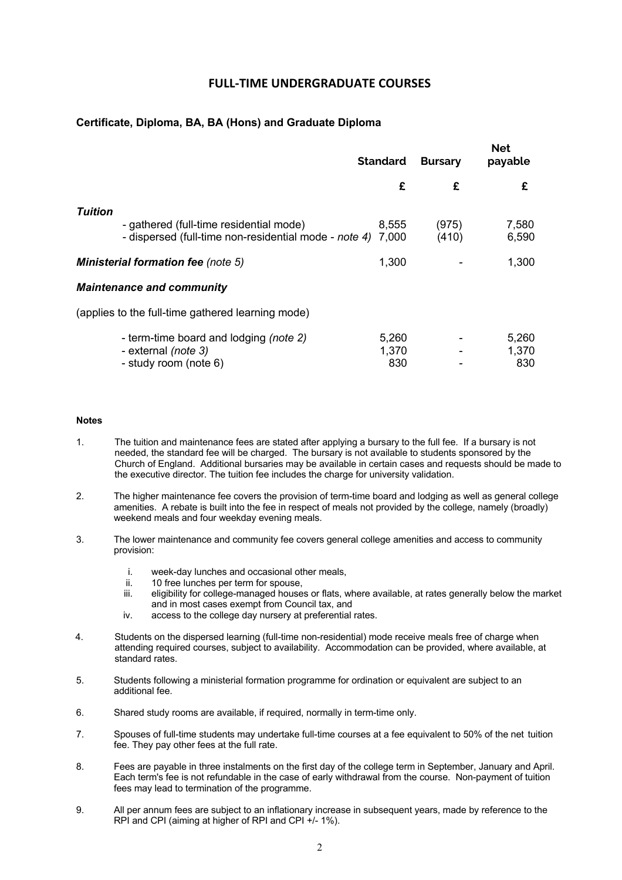# FULL-TIME UNDERGRADUATE COURSES

### Certificate, Diploma, BA, BA (Hons) and Graduate Diploma

| | Standard | Bursary | Net payable |
|---|---|---|---|
| | £ | £ | £ |
| ***Tuition*** | | | |
| - gathered (full-time residential mode) | 8,555 | (975) | 7,580 |
| - dispersed (full-time non-residential mode - *note 4)* | 7,000 | (410) | 6,590 |
| ***Ministerial formation fee*** *(note 5)* | 1,300 | - | 1,300 |
| ***Maintenance and community*** | | | |
| (applies to the full-time gathered learning mode) | | | |
| - term-time board and lodging *(note 2)* | 5,260 | - | 5,260 |
| - external *(note 3)* | 1,370 | - | 1,370 |
| - study room (note 6) | 830 | - | 830 |

#### Notes

1. The tuition and maintenance fees are stated after applying a bursary to the full fee. If a bursary is not needed, the standard fee will be charged. The bursary is not available to students sponsored by the Church of England. Additional bursaries may be available in certain cases and requests should be made to the executive director. The tuition fee includes the charge for university validation.

2. The higher maintenance fee covers the provision of term-time board and lodging as well as general college amenities. A rebate is built into the fee in respect of meals not provided by the college, namely (broadly) weekend meals and four weekday evening meals.

3. The lower maintenance and community fee covers general college amenities and access to community provision:

   i. week-day lunches and occasional other meals,
   ii. 10 free lunches per term for spouse,
   iii. eligibility for college-managed houses or flats, where available, at rates generally below the market and in most cases exempt from Council tax, and
   iv. access to the college day nursery at preferential rates.

4. Students on the dispersed learning (full-time non-residential) mode receive meals free of charge when attending required courses, subject to availability. Accommodation can be provided, where available, at standard rates.

5. Students following a ministerial formation programme for ordination or equivalent are subject to an additional fee.

6. Shared study rooms are available, if required, normally in term-time only.

7. Spouses of full-time students may undertake full-time courses at a fee equivalent to 50% of the net tuition fee. They pay other fees at the full rate.

8. Fees are payable in three instalments on the first day of the college term in September, January and April. Each term's fee is not refundable in the case of early withdrawal from the course. Non-payment of tuition fees may lead to termination of the programme.

9. All per annum fees are subject to an inflationary increase in subsequent years, made by reference to the RPI and CPI (aiming at higher of RPI and CPI +/- 1%).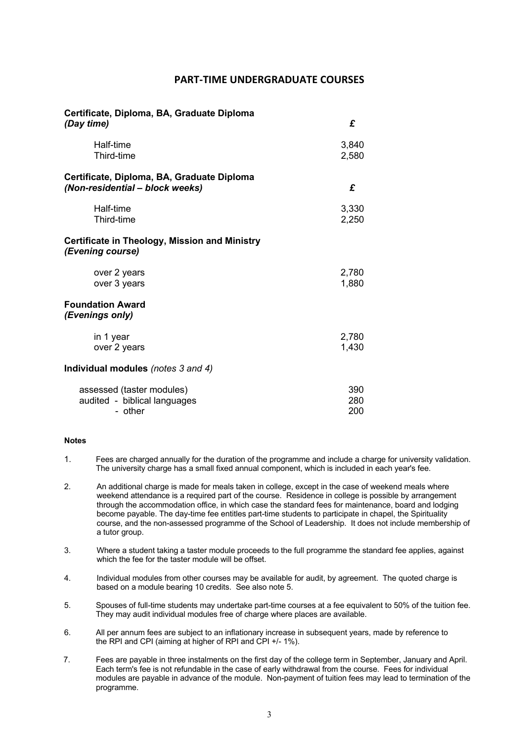## PART-TIME UNDERGRADUATE COURSES

| | |
|---|---|
| **Certificate, Diploma, BA, Graduate Diploma** ***(Day time)*** | **£** |
| Half-time | 3,840 |
| Third-time | 2,580 |
| **Certificate, Diploma, BA, Graduate Diploma** ***(Non-residential – block weeks)*** | **£** |
| Half-time | 3,330 |
| Third-time | 2,250 |
| **Certificate in Theology, Mission and Ministry** ***(Evening course)*** | |
| over 2 years | 2,780 |
| over 3 years | 1,880 |
| **Foundation Award** ***(Evenings only)*** | |
| in 1 year | 2,780 |
| over 2 years | 1,430 |
| **Individual modules** *(notes 3 and 4)* | |
| assessed (taster modules) | 390 |
| audited - biblical languages | 280 |
| - other | 200 |

**Notes**

1. Fees are charged annually for the duration of the programme and include a charge for university validation. The university charge has a small fixed annual component, which is included in each year's fee.
2. An additional charge is made for meals taken in college, except in the case of weekend meals where weekend attendance is a required part of the course. Residence in college is possible by arrangement through the accommodation office, in which case the standard fees for maintenance, board and lodging become payable. The day-time fee entitles part-time students to participate in chapel, the Spirituality course, and the non-assessed programme of the School of Leadership. It does not include membership of a tutor group.
3. Where a student taking a taster module proceeds to the full programme the standard fee applies, against which the fee for the taster module will be offset.
4. Individual modules from other courses may be available for audit, by agreement. The quoted charge is based on a module bearing 10 credits. See also note 5.
5. Spouses of full-time students may undertake part-time courses at a fee equivalent to 50% of the tuition fee. They may audit individual modules free of charge where places are available.
6. All per annum fees are subject to an inflationary increase in subsequent years, made by reference to the RPI and CPI (aiming at higher of RPI and CPI +/- 1%).
7. Fees are payable in three instalments on the first day of the college term in September, January and April. Each term's fee is not refundable in the case of early withdrawal from the course. Fees for individual modules are payable in advance of the module. Non-payment of tuition fees may lead to termination of the programme.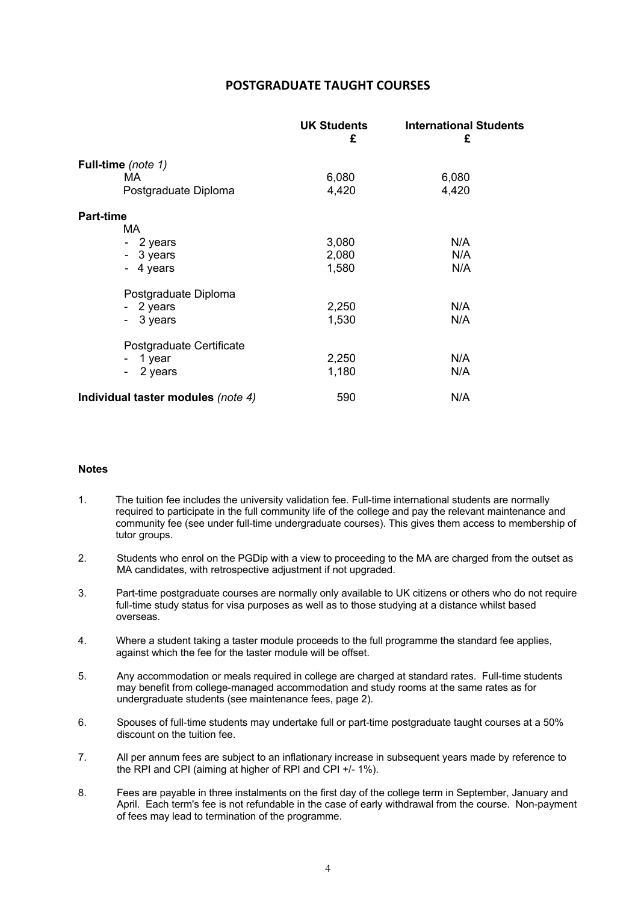## POSTGRADUATE TAUGHT COURSES

| | UK Students £ | International Students £ |
|---|---|---|
| **Full-time** *(note 1)* | | |
| MA | 6,080 | 6,080 |
| Postgraduate Diploma | 4,420 | 4,420 |
| **Part-time** | | |
| MA | | |
| - 2 years | 3,080 | N/A |
| - 3 years | 2,080 | N/A |
| - 4 years | 1,580 | N/A |
| Postgraduate Diploma | | |
| - 2 years | 2,250 | N/A |
| - 3 years | 1,530 | N/A |
| Postgraduate Certificate | | |
| - 1 year | 2,250 | N/A |
| - 2 years | 1,180 | N/A |
| **Individual taster modules** *(note 4)* | 590 | N/A |

**Notes**

1. The tuition fee includes the university validation fee. Full-time international students are normally required to participate in the full community life of the college and pay the relevant maintenance and community fee (see under full-time undergraduate courses). This gives them access to membership of tutor groups.

2. Students who enrol on the PGDip with a view to proceeding to the MA are charged from the outset as MA candidates, with retrospective adjustment if not upgraded.

3. Part-time postgraduate courses are normally only available to UK citizens or others who do not require full-time study status for visa purposes as well as to those studying at a distance whilst based overseas.

4. Where a student taking a taster module proceeds to the full programme the standard fee applies, against which the fee for the taster module will be offset.

5. Any accommodation or meals required in college are charged at standard rates. Full-time students may benefit from college-managed accommodation and study rooms at the same rates as for undergraduate students (see maintenance fees, page 2).

6. Spouses of full-time students may undertake full or part-time postgraduate taught courses at a 50% discount on the tuition fee.

7. All per annum fees are subject to an inflationary increase in subsequent years made by reference to the RPI and CPI (aiming at higher of RPI and CPI +/- 1%).

8. Fees are payable in three instalments on the first day of the college term in September, January and April. Each term's fee is not refundable in the case of early withdrawal from the course. Non-payment of fees may lead to termination of the programme.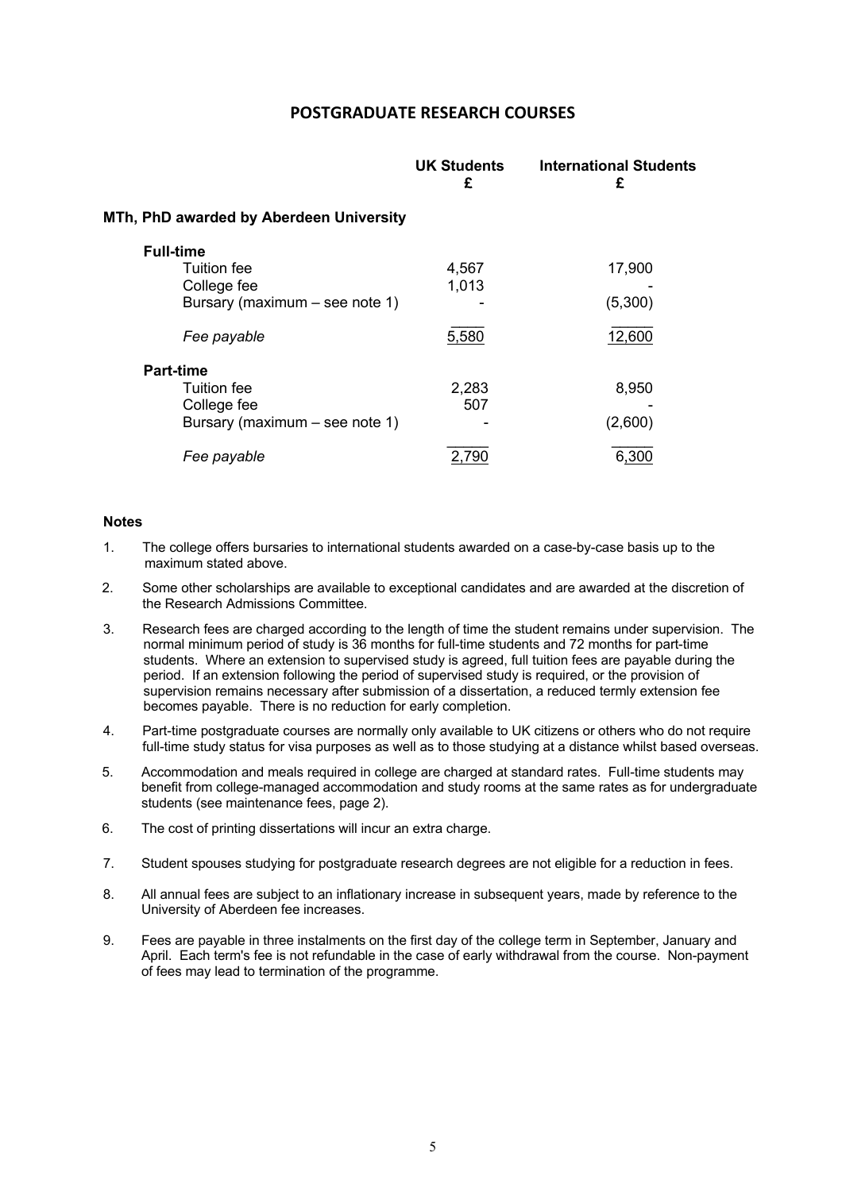# POSTGRADUATE RESEARCH COURSES

| | UK Students £ | International Students £ |
|---|---|---|
| **MTh, PhD awarded by Aberdeen University** | | |
| **Full-time** | | |
| Tuition fee | 4,567 | 17,900 |
| College fee | 1,013 | - |
| Bursary (maximum – see note 1) | - | (5,300) |
| *Fee payable* | 5,580 | 12,600 |
| **Part-time** | | |
| Tuition fee | 2,283 | 8,950 |
| College fee | 507 | - |
| Bursary (maximum – see note 1) | - | (2,600) |
| *Fee payable* | 2,790 | 6,300 |

**Notes**

1. The college offers bursaries to international students awarded on a case-by-case basis up to the maximum stated above.
2. Some other scholarships are available to exceptional candidates and are awarded at the discretion of the Research Admissions Committee.
3. Research fees are charged according to the length of time the student remains under supervision. The normal minimum period of study is 36 months for full-time students and 72 months for part-time students. Where an extension to supervised study is agreed, full tuition fees are payable during the period. If an extension following the period of supervised study is required, or the provision of supervision remains necessary after submission of a dissertation, a reduced termly extension fee becomes payable. There is no reduction for early completion.
4. Part-time postgraduate courses are normally only available to UK citizens or others who do not require full-time study status for visa purposes as well as to those studying at a distance whilst based overseas.
5. Accommodation and meals required in college are charged at standard rates. Full-time students may benefit from college-managed accommodation and study rooms at the same rates as for undergraduate students (see maintenance fees, page 2).
6. The cost of printing dissertations will incur an extra charge.
7. Student spouses studying for postgraduate research degrees are not eligible for a reduction in fees.
8. All annual fees are subject to an inflationary increase in subsequent years, made by reference to the University of Aberdeen fee increases.
9. Fees are payable in three instalments on the first day of the college term in September, January and April. Each term's fee is not refundable in the case of early withdrawal from the course. Non-payment of fees may lead to termination of the programme.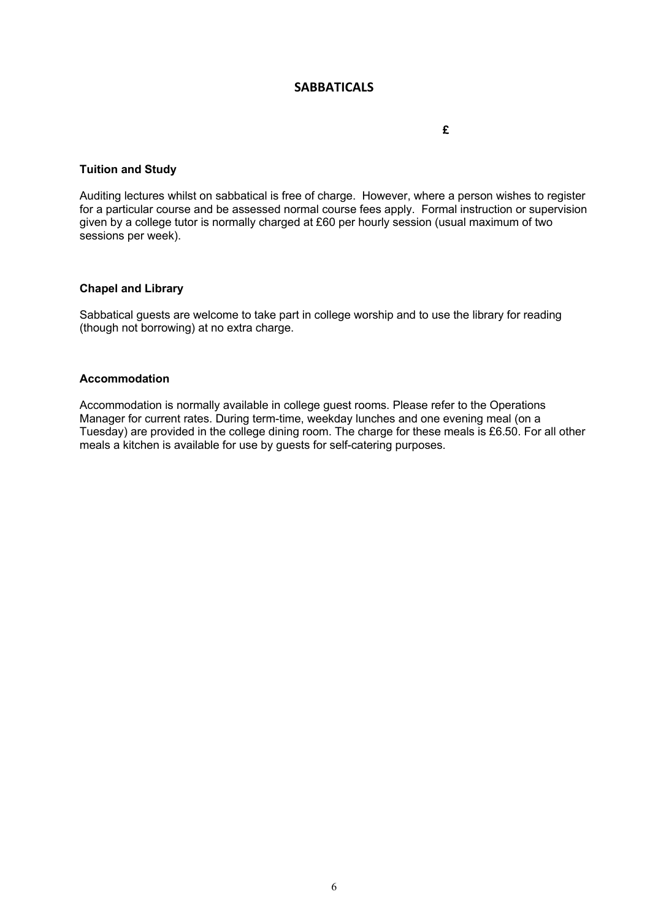# SABBATICALS

£

**Tuition and Study**

Auditing lectures whilst on sabbatical is free of charge. However, where a person wishes to register for a particular course and be assessed normal course fees apply. Formal instruction or supervision given by a college tutor is normally charged at £60 per hourly session (usual maximum of two sessions per week).

**Chapel and Library**

Sabbatical guests are welcome to take part in college worship and to use the library for reading (though not borrowing) at no extra charge.

**Accommodation**

Accommodation is normally available in college guest rooms. Please refer to the Operations Manager for current rates. During term-time, weekday lunches and one evening meal (on a Tuesday) are provided in the college dining room. The charge for these meals is £6.50. For all other meals a kitchen is available for use by guests for self-catering purposes.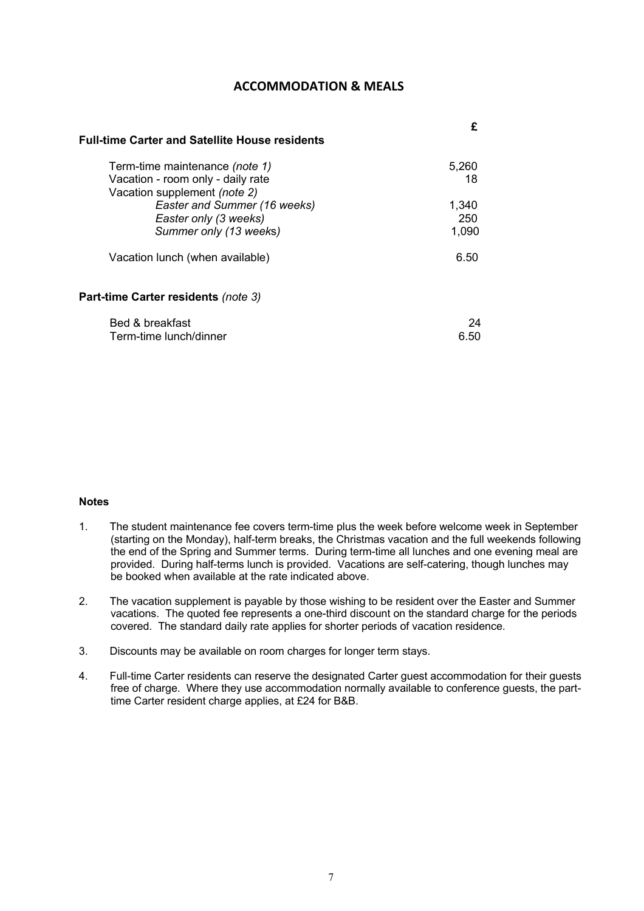## ACCOMMODATION & MEALS

| | £ |
|---|---|
| **Full-time Carter and Satellite House residents** | |
| Term-time maintenance *(note 1)* | 5,260 |
| Vacation - room only - daily rate | 18 |
| Vacation supplement *(note 2)* | |
| *Easter and Summer (16 weeks)* | 1,340 |
| *Easter only (3 weeks)* | 250 |
| *Summer only (13 weeks)* | 1,090 |
| Vacation lunch (when available) | 6.50 |
| **Part-time Carter residents** *(note 3)* | |
| Bed & breakfast | 24 |
| Term-time lunch/dinner | 6.50 |

**Notes**

1. The student maintenance fee covers term-time plus the week before welcome week in September (starting on the Monday), half-term breaks, the Christmas vacation and the full weekends following the end of the Spring and Summer terms. During term-time all lunches and one evening meal are provided. During half-terms lunch is provided. Vacations are self-catering, though lunches may be booked when available at the rate indicated above.

2. The vacation supplement is payable by those wishing to be resident over the Easter and Summer vacations. The quoted fee represents a one-third discount on the standard charge for the periods covered. The standard daily rate applies for shorter periods of vacation residence.

3. Discounts may be available on room charges for longer term stays.

4. Full-time Carter residents can reserve the designated Carter guest accommodation for their guests free of charge. Where they use accommodation normally available to conference guests, the part-time Carter resident charge applies, at £24 for B&B.